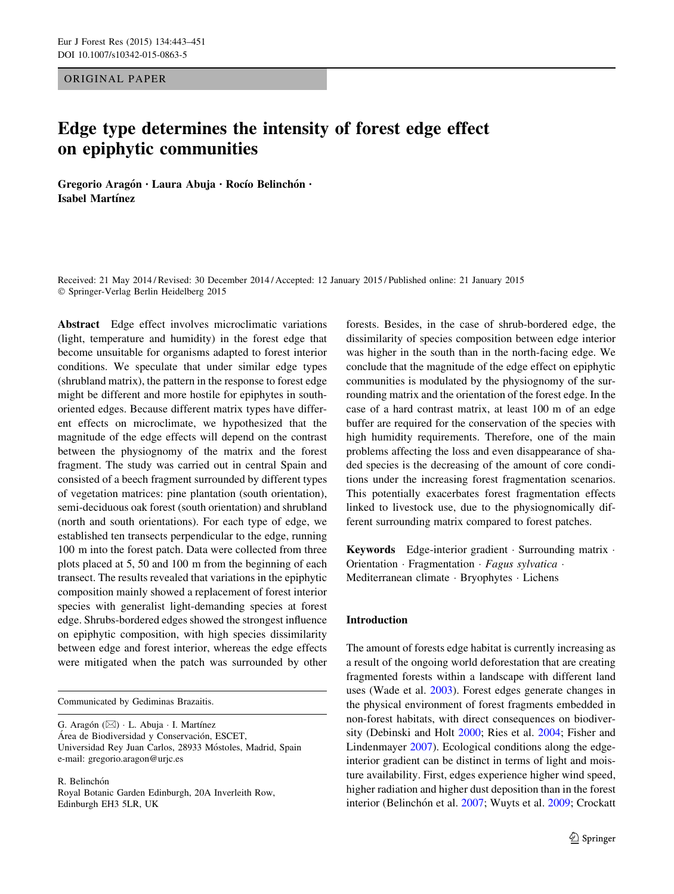ORIGINAL PAPER

# Edge type determines the intensity of forest edge effect on epiphytic communities

**Gregorio Aragón · Laura Abuja · Rocío Belinchón · Isabel Martínez**

Received: 21 May 2014 / Revised: 30 December 2014 / Accepted: 12 January 2015 / Published online: 21 January 2015
© Springer-Verlag Berlin Heidelberg 2015

**Abstract** Edge effect involves microclimatic variations (light, temperature and humidity) in the forest edge that become unsuitable for organisms adapted to forest interior conditions. We speculate that under similar edge types (shrubland matrix), the pattern in the response to forest edge might be different and more hostile for epiphytes in south-oriented edges. Because different matrix types have different effects on microclimate, we hypothesized that the magnitude of the edge effects will depend on the contrast between the physiognomy of the matrix and the forest fragment. The study was carried out in central Spain and consisted of a beech fragment surrounded by different types of vegetation matrices: pine plantation (south orientation), semi-deciduous oak forest (south orientation) and shrubland (north and south orientations). For each type of edge, we established ten transects perpendicular to the edge, running 100 m into the forest patch. Data were collected from three plots placed at 5, 50 and 100 m from the beginning of each transect. The results revealed that variations in the epiphytic composition mainly showed a replacement of forest interior species with generalist light-demanding species at forest edge. Shrubs-bordered edges showed the strongest influence on epiphytic composition, with high species dissimilarity between edge and forest interior, whereas the edge effects were mitigated when the patch was surrounded by other forests. Besides, in the case of shrub-bordered edge, the dissimilarity of species composition between edge interior was higher in the south than in the north-facing edge. We conclude that the magnitude of the edge effect on epiphytic communities is modulated by the physiognomy of the surrounding matrix and the orientation of the forest edge. In the case of a hard contrast matrix, at least 100 m of an edge buffer are required for the conservation of the species with high humidity requirements. Therefore, one of the main problems affecting the loss and even disappearance of shaded species is the decreasing of the amount of core conditions under the increasing forest fragmentation scenarios. This potentially exacerbates forest fragmentation effects linked to livestock use, due to the physiognomically different surrounding matrix compared to forest patches.

**Keywords** Edge-interior gradient · Surrounding matrix · Orientation · Fragmentation · *Fagus sylvatica* · Mediterranean climate · Bryophytes · Lichens

Communicated by Gediminas Brazaitis.

G. Aragón (✉) · L. Abuja · I. Martínez
Área de Biodiversidad y Conservación, ESCET, Universidad Rey Juan Carlos, 28933 Móstoles, Madrid, Spain
e-mail: gregorio.aragon@urjc.es

R. Belinchón
Royal Botanic Garden Edinburgh, 20A Inverleith Row, Edinburgh EH3 5LR, UK

## Introduction

The amount of forests edge habitat is currently increasing as a result of the ongoing world deforestation that are creating fragmented forests within a landscape with different land uses (Wade et al. 2003). Forest edges generate changes in the physical environment of forest fragments embedded in non-forest habitats, with direct consequences on biodiversity (Debinski and Holt 2000; Ries et al. 2004; Fisher and Lindenmayer 2007). Ecological conditions along the edge-interior gradient can be distinct in terms of light and moisture availability. First, edges experience higher wind speed, higher radiation and higher dust deposition than in the forest interior (Belinchón et al. 2007; Wuyts et al. 2009; Crockatt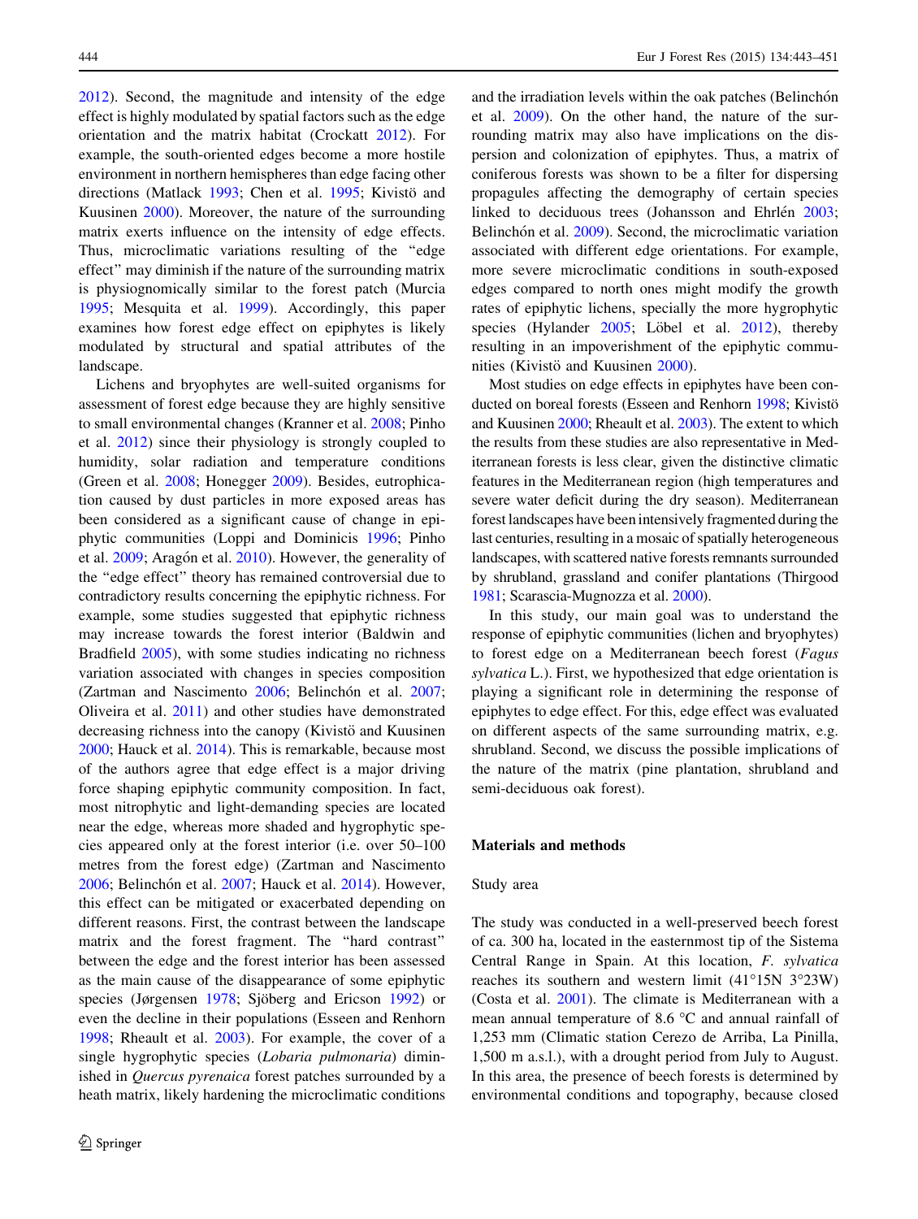2012). Second, the magnitude and intensity of the edge effect is highly modulated by spatial factors such as the edge orientation and the matrix habitat (Crockatt 2012). For example, the south-oriented edges become a more hostile environment in northern hemispheres than edge facing other directions (Matlack 1993; Chen et al. 1995; Kivistö and Kuusinen 2000). Moreover, the nature of the surrounding matrix exerts influence on the intensity of edge effects. Thus, microclimatic variations resulting of the "edge effect" may diminish if the nature of the surrounding matrix is physiognomically similar to the forest patch (Murcia 1995; Mesquita et al. 1999). Accordingly, this paper examines how forest edge effect on epiphytes is likely modulated by structural and spatial attributes of the landscape.

Lichens and bryophytes are well-suited organisms for assessment of forest edge because they are highly sensitive to small environmental changes (Kranner et al. 2008; Pinho et al. 2012) since their physiology is strongly coupled to humidity, solar radiation and temperature conditions (Green et al. 2008; Honegger 2009). Besides, eutrophication caused by dust particles in more exposed areas has been considered as a significant cause of change in epiphytic communities (Loppi and Dominicis 1996; Pinho et al. 2009; Aragón et al. 2010). However, the generality of the "edge effect" theory has remained controversial due to contradictory results concerning the epiphytic richness. For example, some studies suggested that epiphytic richness may increase towards the forest interior (Baldwin and Bradfield 2005), with some studies indicating no richness variation associated with changes in species composition (Zartman and Nascimento 2006; Belinchón et al. 2007; Oliveira et al. 2011) and other studies have demonstrated decreasing richness into the canopy (Kivistö and Kuusinen 2000; Hauck et al. 2014). This is remarkable, because most of the authors agree that edge effect is a major driving force shaping epiphytic community composition. In fact, most nitrophytic and light-demanding species are located near the edge, whereas more shaded and hygrophytic species appeared only at the forest interior (i.e. over 50–100 metres from the forest edge) (Zartman and Nascimento 2006; Belinchón et al. 2007; Hauck et al. 2014). However, this effect can be mitigated or exacerbated depending on different reasons. First, the contrast between the landscape matrix and the forest fragment. The "hard contrast" between the edge and the forest interior has been assessed as the main cause of the disappearance of some epiphytic species (Jørgensen 1978; Sjöberg and Ericson 1992) or even the decline in their populations (Esseen and Renhorn 1998; Rheault et al. 2003). For example, the cover of a single hygrophytic species (*Lobaria pulmonaria*) diminished in *Quercus pyrenaica* forest patches surrounded by a heath matrix, likely hardening the microclimatic conditions and the irradiation levels within the oak patches (Belinchón et al. 2009). On the other hand, the nature of the surrounding matrix may also have implications on the dispersion and colonization of epiphytes. Thus, a matrix of coniferous forests was shown to be a filter for dispersing propagules affecting the demography of certain species linked to deciduous trees (Johansson and Ehrlén 2003; Belinchón et al. 2009). Second, the microclimatic variation associated with different edge orientations. For example, more severe microclimatic conditions in south-exposed edges compared to north ones might modify the growth rates of epiphytic lichens, specially the more hygrophytic species (Hylander 2005; Löbel et al. 2012), thereby resulting in an impoverishment of the epiphytic communities (Kivistö and Kuusinen 2000).

Most studies on edge effects in epiphytes have been conducted on boreal forests (Esseen and Renhorn 1998; Kivistö and Kuusinen 2000; Rheault et al. 2003). The extent to which the results from these studies are also representative in Mediterranean forests is less clear, given the distinctive climatic features in the Mediterranean region (high temperatures and severe water deficit during the dry season). Mediterranean forest landscapes have been intensively fragmented during the last centuries, resulting in a mosaic of spatially heterogeneous landscapes, with scattered native forests remnants surrounded by shrubland, grassland and conifer plantations (Thirgood 1981; Scarascia-Mugnozza et al. 2000).

In this study, our main goal was to understand the response of epiphytic communities (lichen and bryophytes) to forest edge on a Mediterranean beech forest (*Fagus sylvatica* L.). First, we hypothesized that edge orientation is playing a significant role in determining the response of epiphytes to edge effect. For this, edge effect was evaluated on different aspects of the same surrounding matrix, e.g. shrubland. Second, we discuss the possible implications of the nature of the matrix (pine plantation, shrubland and semi-deciduous oak forest).

## Materials and methods

### Study area

The study was conducted in a well-preserved beech forest of ca. 300 ha, located in the easternmost tip of the Sistema Central Range in Spain. At this location, *F. sylvatica* reaches its southern and western limit (41°15N 3°23W) (Costa et al. 2001). The climate is Mediterranean with a mean annual temperature of 8.6 °C and annual rainfall of 1,253 mm (Climatic station Cerezo de Arriba, La Pinilla, 1,500 m a.s.l.), with a drought period from July to August. In this area, the presence of beech forests is determined by environmental conditions and topography, because closed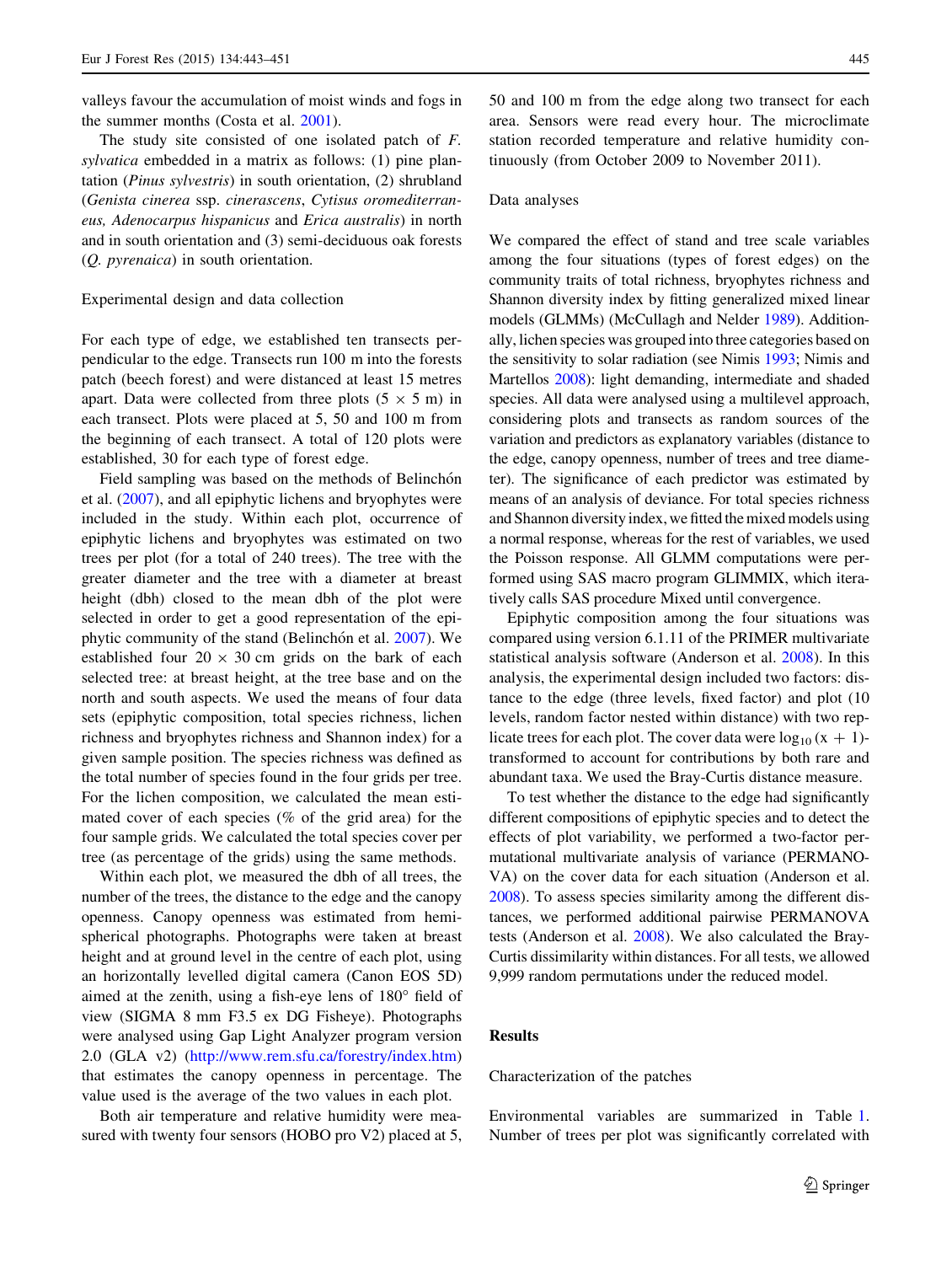valleys favour the accumulation of moist winds and fogs in the summer months (Costa et al. 2001).

The study site consisted of one isolated patch of *F. sylvatica* embedded in a matrix as follows: (1) pine plantation (*Pinus sylvestris*) in south orientation, (2) shrubland (*Genista cinerea* ssp. *cinerascens*, *Cytisus oromediterraneus, Adenocarpus hispanicus* and *Erica australis*) in north and in south orientation and (3) semi-deciduous oak forests (*Q. pyrenaica*) in south orientation.

### Experimental design and data collection

For each type of edge, we established ten transects perpendicular to the edge. Transects run 100 m into the forests patch (beech forest) and were distanced at least 15 metres apart. Data were collected from three plots (5 × 5 m) in each transect. Plots were placed at 5, 50 and 100 m from the beginning of each transect. A total of 120 plots were established, 30 for each type of forest edge.

Field sampling was based on the methods of Belinchón et al. (2007), and all epiphytic lichens and bryophytes were included in the study. Within each plot, occurrence of epiphytic lichens and bryophytes was estimated on two trees per plot (for a total of 240 trees). The tree with the greater diameter and the tree with a diameter at breast height (dbh) closed to the mean dbh of the plot were selected in order to get a good representation of the epiphytic community of the stand (Belinchón et al. 2007). We established four 20 × 30 cm grids on the bark of each selected tree: at breast height, at the tree base and on the north and south aspects. We used the means of four data sets (epiphytic composition, total species richness, lichen richness and bryophytes richness and Shannon index) for a given sample position. The species richness was defined as the total number of species found in the four grids per tree. For the lichen composition, we calculated the mean estimated cover of each species (% of the grid area) for the four sample grids. We calculated the total species cover per tree (as percentage of the grids) using the same methods.

Within each plot, we measured the dbh of all trees, the number of the trees, the distance to the edge and the canopy openness. Canopy openness was estimated from hemispherical photographs. Photographs were taken at breast height and at ground level in the centre of each plot, using an horizontally levelled digital camera (Canon EOS 5D) aimed at the zenith, using a fish-eye lens of 180° field of view (SIGMA 8 mm F3.5 ex DG Fisheye). Photographs were analysed using Gap Light Analyzer program version 2.0 (GLA v2) (http://www.rem.sfu.ca/forestry/index.htm) that estimates the canopy openness in percentage. The value used is the average of the two values in each plot.

Both air temperature and relative humidity were measured with twenty four sensors (HOBO pro V2) placed at 5, 50 and 100 m from the edge along two transect for each area. Sensors were read every hour. The microclimate station recorded temperature and relative humidity continuously (from October 2009 to November 2011).

### Data analyses

We compared the effect of stand and tree scale variables among the four situations (types of forest edges) on the community traits of total richness, bryophytes richness and Shannon diversity index by fitting generalized mixed linear models (GLMMs) (McCullagh and Nelder 1989). Additionally, lichen species was grouped into three categories based on the sensitivity to solar radiation (see Nimis 1993; Nimis and Martellos 2008): light demanding, intermediate and shaded species. All data were analysed using a multilevel approach, considering plots and transects as random sources of the variation and predictors as explanatory variables (distance to the edge, canopy openness, number of trees and tree diameter). The significance of each predictor was estimated by means of an analysis of deviance. For total species richness and Shannon diversity index, we fitted the mixed models using a normal response, whereas for the rest of variables, we used the Poisson response. All GLMM computations were performed using SAS macro program GLIMMIX, which iteratively calls SAS procedure Mixed until convergence.

Epiphytic composition among the four situations was compared using version 6.1.11 of the PRIMER multivariate statistical analysis software (Anderson et al. 2008). In this analysis, the experimental design included two factors: distance to the edge (three levels, fixed factor) and plot (10 levels, random factor nested within distance) with two replicate trees for each plot. The cover data were $\log_{10}(x + 1)$-transformed to account for contributions by both rare and abundant taxa. We used the Bray-Curtis distance measure.

To test whether the distance to the edge had significantly different compositions of epiphytic species and to detect the effects of plot variability, we performed a two-factor permutational multivariate analysis of variance (PERMANOVA) on the cover data for each situation (Anderson et al. 2008). To assess species similarity among the different distances, we performed additional pairwise PERMANOVA tests (Anderson et al. 2008). We also calculated the Bray-Curtis dissimilarity within distances. For all tests, we allowed 9,999 random permutations under the reduced model.

## Results

### Characterization of the patches

Environmental variables are summarized in Table 1. Number of trees per plot was significantly correlated with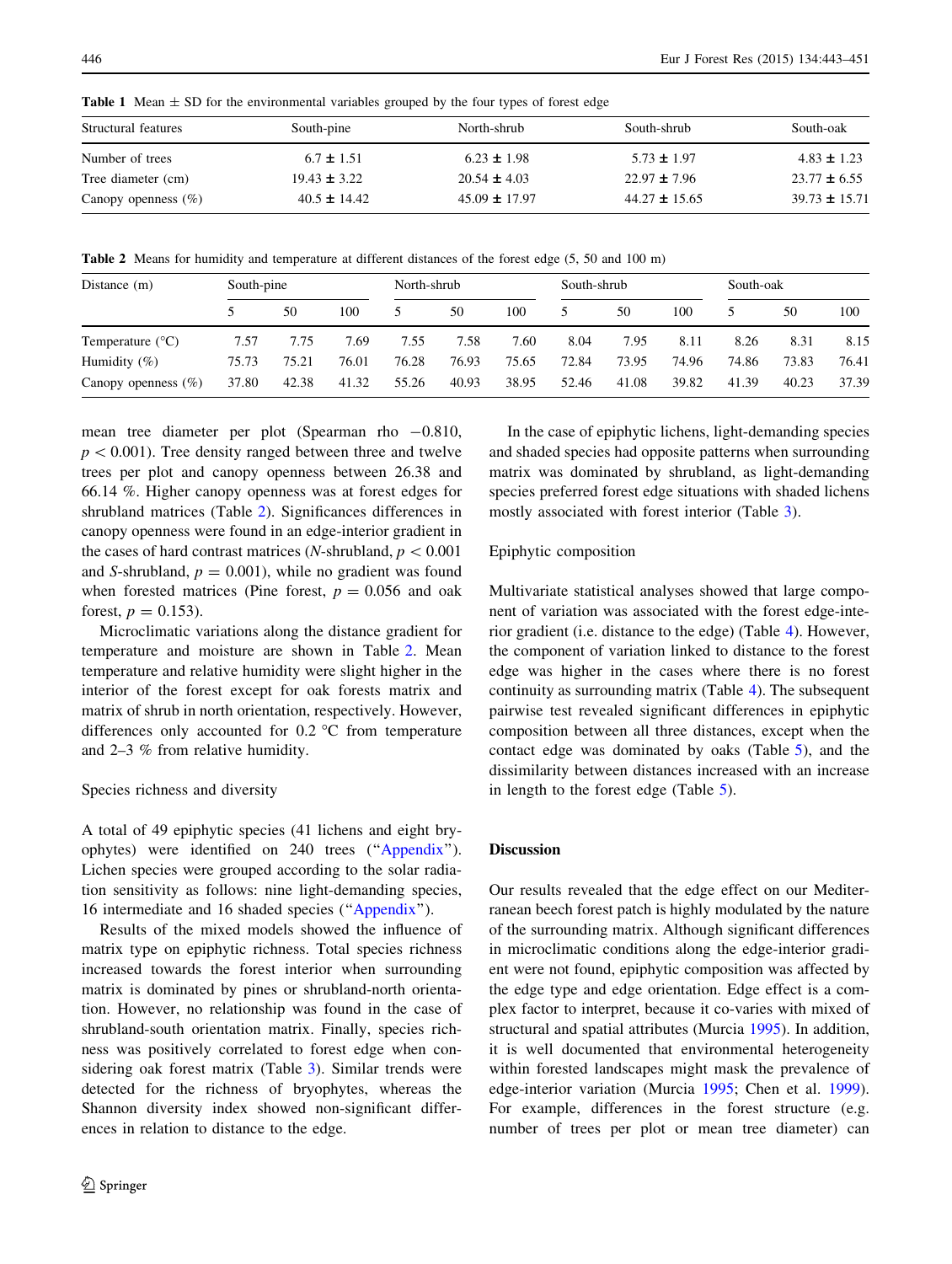**Table 1** Mean ± SD for the environmental variables grouped by the four types of forest edge

| Structural features | South-pine | North-shrub | South-shrub | South-oak |
|---|---|---|---|---|
| Number of trees | 6.7 ± 1.51 | 6.23 ± 1.98 | 5.73 ± 1.97 | 4.83 ± 1.23 |
| Tree diameter (cm) | 19.43 ± 3.22 | 20.54 ± 4.03 | 22.97 ± 7.96 | 23.77 ± 6.55 |
| Canopy openness (%) | 40.5 ± 14.42 | 45.09 ± 17.97 | 44.27 ± 15.65 | 39.73 ± 15.71 |

**Table 2** Means for humidity and temperature at different distances of the forest edge (5, 50 and 100 m)

| Distance (m) | South-pine | | | North-shrub | | | South-shrub | | | South-oak | | |
|---|---|---|---|---|---|---|---|---|---|---|---|---|
| | 5 | 50 | 100 | 5 | 50 | 100 | 5 | 50 | 100 | 5 | 50 | 100 |
| Temperature (°C) | 7.57 | 7.75 | 7.69 | 7.55 | 7.58 | 7.60 | 8.04 | 7.95 | 8.11 | 8.26 | 8.31 | 8.15 |
| Humidity (%) | 75.73 | 75.21 | 76.01 | 76.28 | 76.93 | 75.65 | 72.84 | 73.95 | 74.96 | 74.86 | 73.83 | 76.41 |
| Canopy openness (%) | 37.80 | 42.38 | 41.32 | 55.26 | 40.93 | 38.95 | 52.46 | 41.08 | 39.82 | 41.39 | 40.23 | 37.39 |

mean tree diameter per plot (Spearman rho −0.810, $p < 0.001$). Tree density ranged between three and twelve trees per plot and canopy openness between 26.38 and 66.14 %. Higher canopy openness was at forest edges for shrubland matrices (Table 2). Significances differences in canopy openness were found in an edge-interior gradient in the cases of hard contrast matrices (*N*-shrubland, $p < 0.001$ and *S*-shrubland, $p = 0.001$), while no gradient was found when forested matrices (Pine forest, $p = 0.056$ and oak forest, $p = 0.153$).

Microclimatic variations along the distance gradient for temperature and moisture are shown in Table 2. Mean temperature and relative humidity were slight higher in the interior of the forest except for oak forests matrix and matrix of shrub in north orientation, respectively. However, differences only accounted for 0.2 °C from temperature and 2–3 % from relative humidity.

### Species richness and diversity

A total of 49 epiphytic species (41 lichens and eight bryophytes) were identified on 240 trees ("Appendix"). Lichen species were grouped according to the solar radiation sensitivity as follows: nine light-demanding species, 16 intermediate and 16 shaded species ("Appendix").

Results of the mixed models showed the influence of matrix type on epiphytic richness. Total species richness increased towards the forest interior when surrounding matrix is dominated by pines or shrubland-north orientation. However, no relationship was found in the case of shrubland-south orientation matrix. Finally, species richness was positively correlated to forest edge when considering oak forest matrix (Table 3). Similar trends were detected for the richness of bryophytes, whereas the Shannon diversity index showed non-significant differences in relation to distance to the edge.

In the case of epiphytic lichens, light-demanding species and shaded species had opposite patterns when surrounding matrix was dominated by shrubland, as light-demanding species preferred forest edge situations with shaded lichens mostly associated with forest interior (Table 3).

### Epiphytic composition

Multivariate statistical analyses showed that large component of variation was associated with the forest edge-interior gradient (i.e. distance to the edge) (Table 4). However, the component of variation linked to distance to the forest edge was higher in the cases where there is no forest continuity as surrounding matrix (Table 4). The subsequent pairwise test revealed significant differences in epiphytic composition between all three distances, except when the contact edge was dominated by oaks (Table 5), and the dissimilarity between distances increased with an increase in length to the forest edge (Table 5).

## Discussion

Our results revealed that the edge effect on our Mediterranean beech forest patch is highly modulated by the nature of the surrounding matrix. Although significant differences in microclimatic conditions along the edge-interior gradient were not found, epiphytic composition was affected by the edge type and edge orientation. Edge effect is a complex factor to interpret, because it co-varies with mixed of structural and spatial attributes (Murcia 1995). In addition, it is well documented that environmental heterogeneity within forested landscapes might mask the prevalence of edge-interior variation (Murcia 1995; Chen et al. 1999). For example, differences in the forest structure (e.g. number of trees per plot or mean tree diameter) can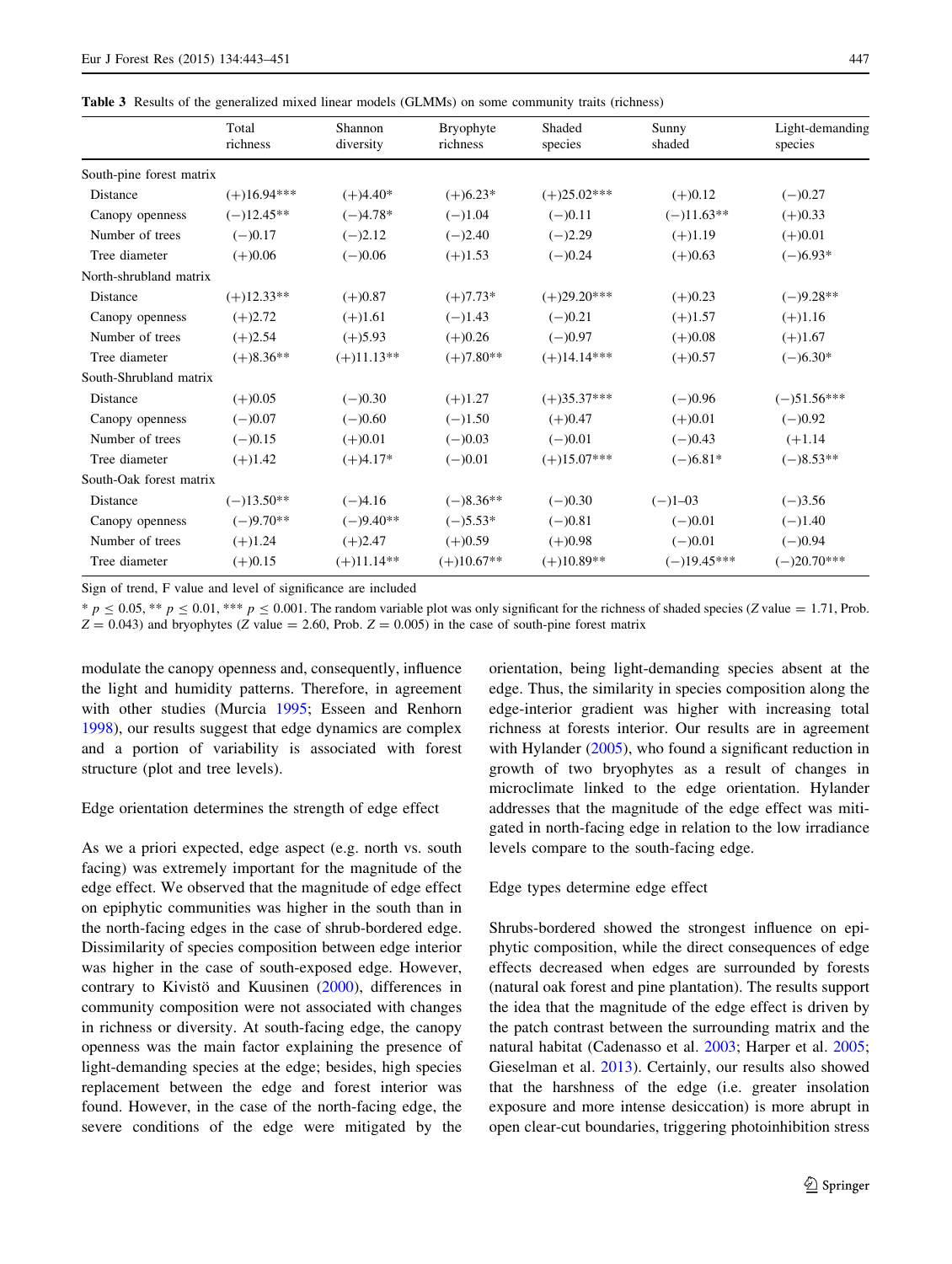**Table 3** Results of the generalized mixed linear models (GLMMs) on some community traits (richness)

| | Total richness | Shannon diversity | Bryophyte richness | Shaded species | Sunny shaded | Light-demanding species |
|---|---|---|---|---|---|---|
| South-pine forest matrix | | | | | | |
| Distance | (+)16.94*** | (+)4.40* | (+)6.23* | (+)25.02*** | (+)0.12 | (−)0.27 |
| Canopy openness | (−)12.45** | (−)4.78* | (−)1.04 | (−)0.11 | (−)11.63** | (+)0.33 |
| Number of trees | (−)0.17 | (−)2.12 | (−)2.40 | (−)2.29 | (+)1.19 | (+)0.01 |
| Tree diameter | (+)0.06 | (−)0.06 | (+)1.53 | (−)0.24 | (+)0.63 | (−)6.93* |
| North-shrubland matrix | | | | | | |
| Distance | (+)12.33** | (+)0.87 | (+)7.73* | (+)29.20*** | (+)0.23 | (−)9.28** |
| Canopy openness | (+)2.72 | (+)1.61 | (−)1.43 | (−)0.21 | (+)1.57 | (+)1.16 |
| Number of trees | (+)2.54 | (+)5.93 | (+)0.26 | (−)0.97 | (+)0.08 | (+)1.67 |
| Tree diameter | (+)8.36** | (+)11.13** | (+)7.80** | (+)14.14*** | (+)0.57 | (−)6.30* |
| South-Shrubland matrix | | | | | | |
| Distance | (+)0.05 | (−)0.30 | (+)1.27 | (+)35.37*** | (−)0.96 | (−)51.56*** |
| Canopy openness | (−)0.07 | (−)0.60 | (−)1.50 | (+)0.47 | (+)0.01 | (−)0.92 |
| Number of trees | (−)0.15 | (+)0.01 | (−)0.03 | (−)0.01 | (−)0.43 | (+1.14 |
| Tree diameter | (+)1.42 | (+)4.17* | (−)0.01 | (+)15.07*** | (−)6.81* | (−)8.53** |
| South-Oak forest matrix | | | | | | |
| Distance | (−)13.50** | (−)4.16 | (−)8.36** | (−)0.30 | (−)1–03 | (−)3.56 |
| Canopy openness | (−)9.70** | (−)9.40** | (−)5.53* | (−)0.81 | (−)0.01 | (−)1.40 |
| Number of trees | (+)1.24 | (+)2.47 | (+)0.59 | (+)0.98 | (−)0.01 | (−)0.94 |
| Tree diameter | (+)0.15 | (+)11.14** | (+)10.67** | (+)10.89** | (−)19.45*** | (−)20.70*** |

Sign of trend, F value and level of significance are included

* $p \leq 0.05$, ** $p \leq 0.01$, *** $p \leq 0.001$. The random variable plot was only significant for the richness of shaded species ($Z$ value = 1.71, Prob. $Z$ = 0.043) and bryophytes ($Z$ value = 2.60, Prob. $Z$ = 0.005) in the case of south-pine forest matrix

modulate the canopy openness and, consequently, influence the light and humidity patterns. Therefore, in agreement with other studies (Murcia 1995; Esseen and Renhorn 1998), our results suggest that edge dynamics are complex and a portion of variability is associated with forest structure (plot and tree levels).

### Edge orientation determines the strength of edge effect

As we a priori expected, edge aspect (e.g. north vs. south facing) was extremely important for the magnitude of the edge effect. We observed that the magnitude of edge effect on epiphytic communities was higher in the south than in the north-facing edges in the case of shrub-bordered edge. Dissimilarity of species composition between edge interior was higher in the case of south-exposed edge. However, contrary to Kivistö and Kuusinen (2000), differences in community composition were not associated with changes in richness or diversity. At south-facing edge, the canopy openness was the main factor explaining the presence of light-demanding species at the edge; besides, high species replacement between the edge and forest interior was found. However, in the case of the north-facing edge, the severe conditions of the edge were mitigated by the orientation, being light-demanding species absent at the edge. Thus, the similarity in species composition along the edge-interior gradient was higher with increasing total richness at forests interior. Our results are in agreement with Hylander (2005), who found a significant reduction in growth of two bryophytes as a result of changes in microclimate linked to the edge orientation. Hylander addresses that the magnitude of the edge effect was mitigated in north-facing edge in relation to the low irradiance levels compare to the south-facing edge.

### Edge types determine edge effect

Shrubs-bordered showed the strongest influence on epiphytic composition, while the direct consequences of edge effects decreased when edges are surrounded by forests (natural oak forest and pine plantation). The results support the idea that the magnitude of the edge effect is driven by the patch contrast between the surrounding matrix and the natural habitat (Cadenasso et al. 2003; Harper et al. 2005; Gieselman et al. 2013). Certainly, our results also showed that the harshness of the edge (i.e. greater insolation exposure and more intense desiccation) is more abrupt in open clear-cut boundaries, triggering photoinhibition stress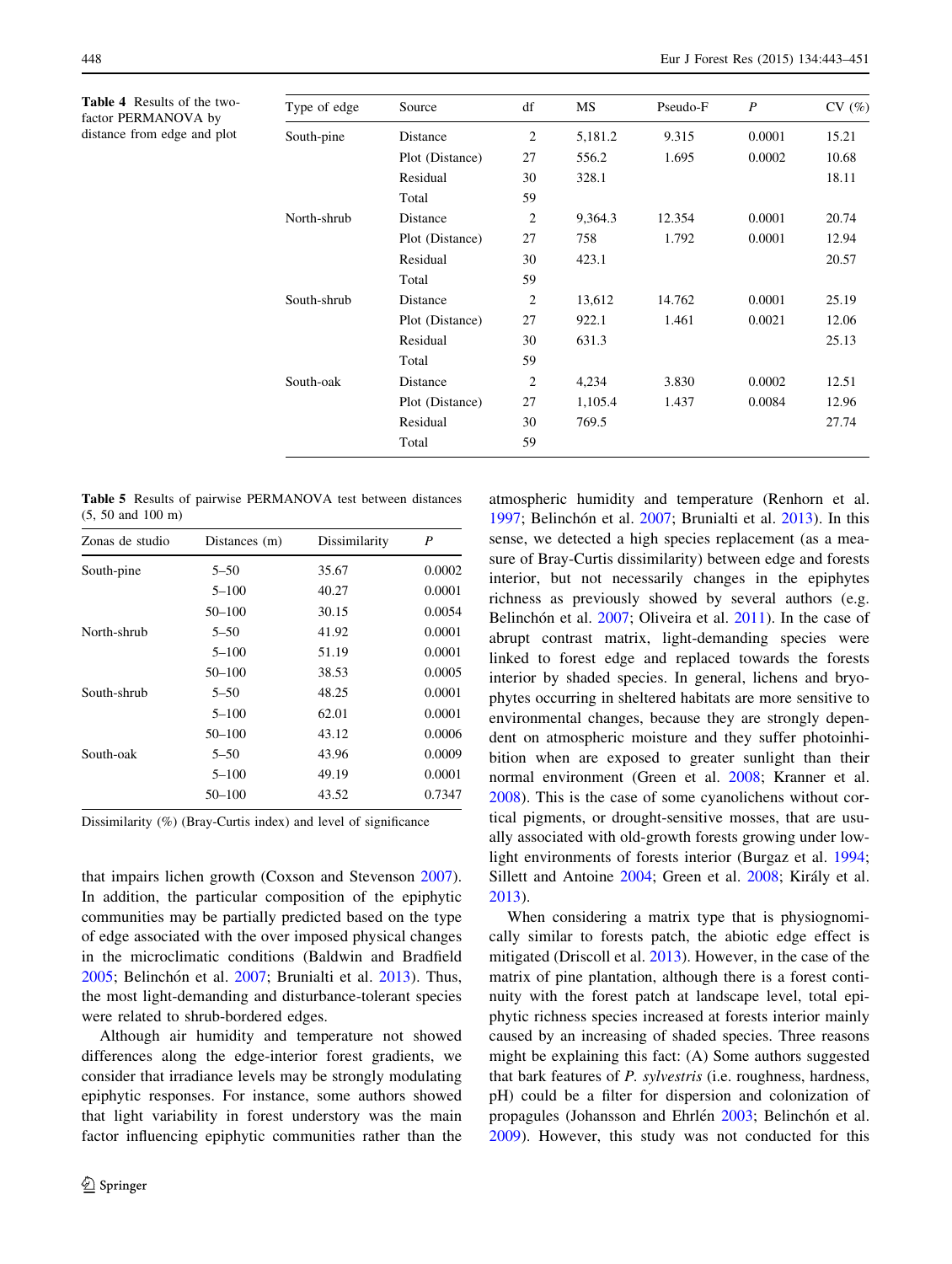**Table 4** Results of the two-factor PERMANOVA by distance from edge and plot

| Type of edge | Source | df | MS | Pseudo-F | *P* | CV (%) |
|---|---|---|---|---|---|---|
| South-pine | Distance | 2 | 5,181.2 | 9.315 | 0.0001 | 15.21 |
| | Plot (Distance) | 27 | 556.2 | 1.695 | 0.0002 | 10.68 |
| | Residual | 30 | 328.1 | | | 18.11 |
| | Total | 59 | | | | |
| North-shrub | Distance | 2 | 9,364.3 | 12.354 | 0.0001 | 20.74 |
| | Plot (Distance) | 27 | 758 | 1.792 | 0.0001 | 12.94 |
| | Residual | 30 | 423.1 | | | 20.57 |
| | Total | 59 | | | | |
| South-shrub | Distance | 2 | 13,612 | 14.762 | 0.0001 | 25.19 |
| | Plot (Distance) | 27 | 922.1 | 1.461 | 0.0021 | 12.06 |
| | Residual | 30 | 631.3 | | | 25.13 |
| | Total | 59 | | | | |
| South-oak | Distance | 2 | 4,234 | 3.830 | 0.0002 | 12.51 |
| | Plot (Distance) | 27 | 1,105.4 | 1.437 | 0.0084 | 12.96 |
| | Residual | 30 | 769.5 | | | 27.74 |
| | Total | 59 | | | | |

**Table 5** Results of pairwise PERMANOVA test between distances (5, 50 and 100 m)

| Zonas de studio | Distances (m) | Dissimilarity | *P* |
|---|---|---|---|
| South-pine | 5–50 | 35.67 | 0.0002 |
| | 5–100 | 40.27 | 0.0001 |
| | 50–100 | 30.15 | 0.0054 |
| North-shrub | 5–50 | 41.92 | 0.0001 |
| | 5–100 | 51.19 | 0.0001 |
| | 50–100 | 38.53 | 0.0005 |
| South-shrub | 5–50 | 48.25 | 0.0001 |
| | 5–100 | 62.01 | 0.0001 |
| | 50–100 | 43.12 | 0.0006 |
| South-oak | 5–50 | 43.96 | 0.0009 |
| | 5–100 | 49.19 | 0.0001 |
| | 50–100 | 43.52 | 0.7347 |

Dissimilarity (%) (Bray-Curtis index) and level of significance

that impairs lichen growth (Coxson and Stevenson 2007). In addition, the particular composition of the epiphytic communities may be partially predicted based on the type of edge associated with the over imposed physical changes in the microclimatic conditions (Baldwin and Bradfield 2005; Belinchón et al. 2007; Brunialti et al. 2013). Thus, the most light-demanding and disturbance-tolerant species were related to shrub-bordered edges.

Although air humidity and temperature not showed differences along the edge-interior forest gradients, we consider that irradiance levels may be strongly modulating epiphytic responses. For instance, some authors showed that light variability in forest understory was the main factor influencing epiphytic communities rather than the atmospheric humidity and temperature (Renhorn et al. 1997; Belinchón et al. 2007; Brunialti et al. 2013). In this sense, we detected a high species replacement (as a measure of Bray-Curtis dissimilarity) between edge and forests interior, but not necessarily changes in the epiphytes richness as previously showed by several authors (e.g. Belinchón et al. 2007; Oliveira et al. 2011). In the case of abrupt contrast matrix, light-demanding species were linked to forest edge and replaced towards the forests interior by shaded species. In general, lichens and bryophytes occurring in sheltered habitats are more sensitive to environmental changes, because they are strongly dependent on atmospheric moisture and they suffer photoinhibition when are exposed to greater sunlight than their normal environment (Green et al. 2008; Kranner et al. 2008). This is the case of some cyanolichens without cortical pigments, or drought-sensitive mosses, that are usually associated with old-growth forests growing under low-light environments of forests interior (Burgaz et al. 1994; Sillett and Antoine 2004; Green et al. 2008; Király et al. 2013).

When considering a matrix type that is physiognomically similar to forests patch, the abiotic edge effect is mitigated (Driscoll et al. 2013). However, in the case of the matrix of pine plantation, although there is a forest continuity with the forest patch at landscape level, total epiphytic richness species increased at forests interior mainly caused by an increasing of shaded species. Three reasons might be explaining this fact: (A) Some authors suggested that bark features of *P. sylvestris* (i.e. roughness, hardness, pH) could be a filter for dispersion and colonization of propagules (Johansson and Ehrlén 2003; Belinchón et al. 2009). However, this study was not conducted for this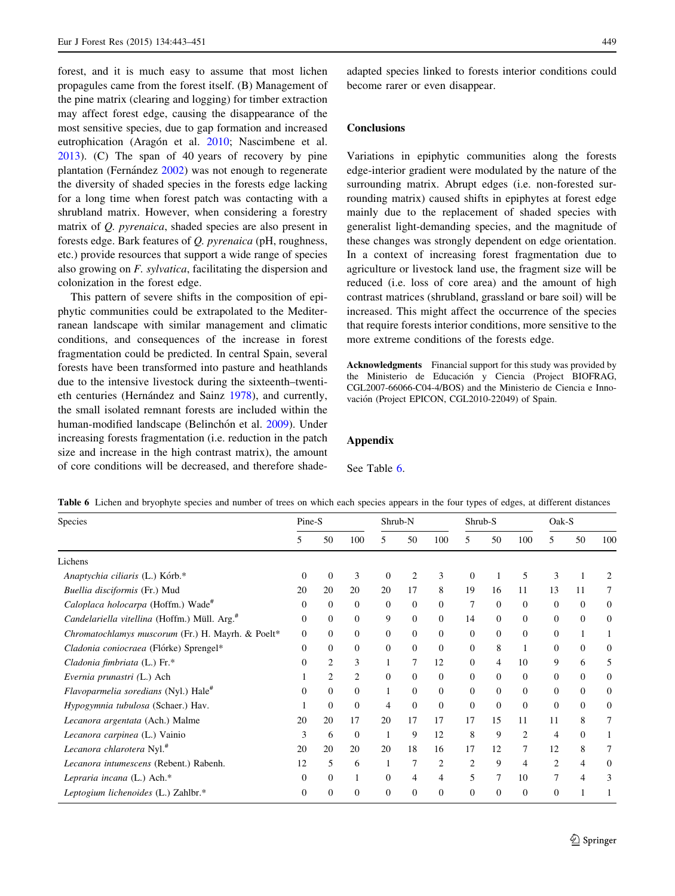forest, and it is much easy to assume that most lichen propagules came from the forest itself. (B) Management of the pine matrix (clearing and logging) for timber extraction may affect forest edge, causing the disappearance of the most sensitive species, due to gap formation and increased eutrophication (Aragón et al. 2010; Nascimbene et al. 2013). (C) The span of 40 years of recovery by pine plantation (Fernández 2002) was not enough to regenerate the diversity of shaded species in the forests edge lacking for a long time when forest patch was contacting with a shrubland matrix. However, when considering a forestry matrix of *Q. pyrenaica*, shaded species are also present in forests edge. Bark features of *Q. pyrenaica* (pH, roughness, etc.) provide resources that support a wide range of species also growing on *F. sylvatica*, facilitating the dispersion and colonization in the forest edge.

This pattern of severe shifts in the composition of epiphytic communities could be extrapolated to the Mediterranean landscape with similar management and climatic conditions, and consequences of the increase in forest fragmentation could be predicted. In central Spain, several forests have been transformed into pasture and heathlands due to the intensive livestock during the sixteenth–twentieth centuries (Hernández and Sainz 1978), and currently, the small isolated remnant forests are included within the human-modified landscape (Belinchón et al. 2009). Under increasing forests fragmentation (i.e. reduction in the patch size and increase in the high contrast matrix), the amount of core conditions will be decreased, and therefore shade-adapted species linked to forests interior conditions could become rarer or even disappear.

## Conclusions

Variations in epiphytic communities along the forests edge-interior gradient were modulated by the nature of the surrounding matrix. Abrupt edges (i.e. non-forested surrounding matrix) caused shifts in epiphytes at forest edge mainly due to the replacement of shaded species with generalist light-demanding species, and the magnitude of these changes was strongly dependent on edge orientation. In a context of increasing forest fragmentation due to agriculture or livestock land use, the fragment size will be reduced (i.e. loss of core area) and the amount of high contrast matrices (shrubland, grassland or bare soil) will be increased. This might affect the occurrence of the species that require forests interior conditions, more sensitive to the more extreme conditions of the forests edge.

**Acknowledgments** Financial support for this study was provided by the Ministerio de Educación y Ciencia (Project BIOFRAG, CGL2007-66066-C04-4/BOS) and the Ministerio de Ciencia e Innovación (Project EPICON, CGL2010-22049) of Spain.

## Appendix

See Table 6.

**Table 6** Lichen and bryophyte species and number of trees on which each species appears in the four types of edges, at different distances

| Species | Pine-S | | | Shrub-N | | | Shrub-S | | | Oak-S | | |
|---|---|---|---|---|---|---|---|---|---|---|---|---|
| | 5 | 50 | 100 | 5 | 50 | 100 | 5 | 50 | 100 | 5 | 50 | 100 |
| Lichens | | | | | | | | | | | | |
| *Anaptychia ciliaris* (L.) Kórb.* | 0 | 0 | 3 | 0 | 2 | 3 | 0 | 1 | 5 | 3 | 1 | 2 |
| *Buellia disciformis* (Fr.) Mud | 20 | 20 | 20 | 20 | 17 | 8 | 19 | 16 | 11 | 13 | 11 | 7 |
| *Caloplaca holocarpa* (Hoffm.) Wade# | 0 | 0 | 0 | 0 | 0 | 0 | 7 | 0 | 0 | 0 | 0 | 0 |
| *Candelariella vitellina* (Hoffm.) Müll. Arg.# | 0 | 0 | 0 | 9 | 0 | 0 | 14 | 0 | 0 | 0 | 0 | 0 |
| *Chromatochlamys muscorum* (Fr.) H. Mayrh. & Poelt* | 0 | 0 | 0 | 0 | 0 | 0 | 0 | 0 | 0 | 0 | 1 | 1 |
| *Cladonia coniocraea* (Flórke) Sprengel* | 0 | 0 | 0 | 0 | 0 | 0 | 0 | 8 | 1 | 0 | 0 | 0 |
| *Cladonia fimbriata* (L.) Fr.* | 0 | 2 | 3 | 1 | 7 | 12 | 0 | 4 | 10 | 9 | 6 | 5 |
| *Evernia prunastri* (L.) Ach | 1 | 2 | 2 | 0 | 0 | 0 | 0 | 0 | 0 | 0 | 0 | 0 |
| *Flavoparmelia soredians* (Nyl.) Hale# | 0 | 0 | 0 | 1 | 0 | 0 | 0 | 0 | 0 | 0 | 0 | 0 |
| *Hypogymnia tubulosa* (Schaer.) Hav. | 1 | 0 | 0 | 4 | 0 | 0 | 0 | 0 | 0 | 0 | 0 | 0 |
| *Lecanora argentata* (Ach.) Malme | 20 | 20 | 17 | 20 | 17 | 17 | 17 | 15 | 11 | 11 | 8 | 7 |
| *Lecanora carpinea* (L.) Vainio | 3 | 6 | 0 | 1 | 9 | 12 | 8 | 9 | 2 | 4 | 0 | 1 |
| *Lecanora chlarotera* Nyl.# | 20 | 20 | 20 | 20 | 18 | 16 | 17 | 12 | 7 | 12 | 8 | 7 |
| *Lecanora intumescens* (Rebent.) Rabenh. | 12 | 5 | 6 | 1 | 7 | 2 | 2 | 9 | 4 | 2 | 4 | 0 |
| *Lepraria incana* (L.) Ach.* | 0 | 0 | 1 | 0 | 4 | 4 | 5 | 7 | 10 | 7 | 4 | 3 |
| *Leptogium lichenoides* (L.) Zahlbr.* | 0 | 0 | 0 | 0 | 0 | 0 | 0 | 0 | 0 | 0 | 1 | 1 |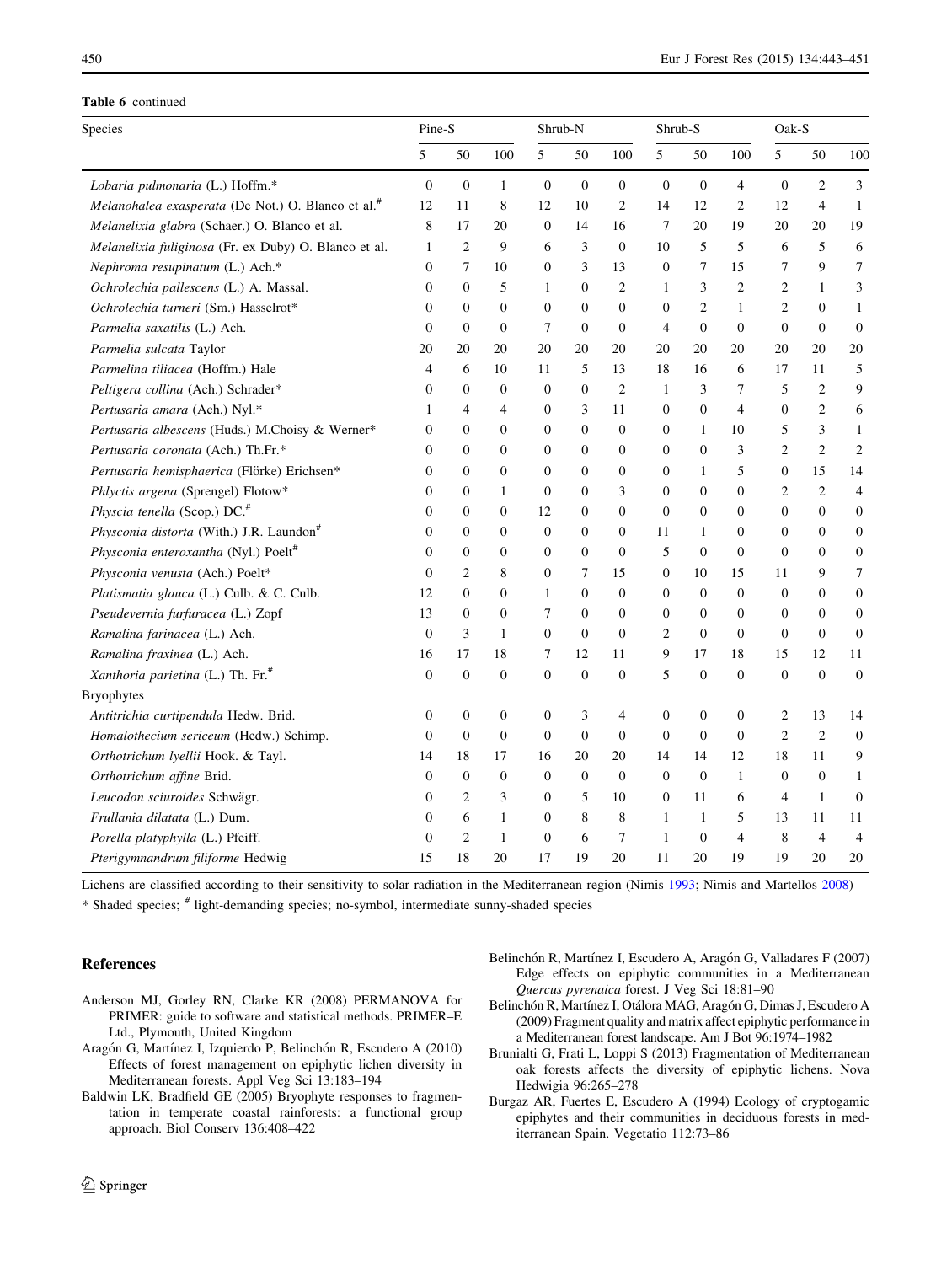**Table 6** continued

| Species | Pine-S | | | Shrub-N | | | Shrub-S | | | Oak-S | | |
|---|---|---|---|---|---|---|---|---|---|---|---|---|
| | 5 | 50 | 100 | 5 | 50 | 100 | 5 | 50 | 100 | 5 | 50 | 100 |
| *Lobaria pulmonaria* (L.) Hoffm.* | 0 | 0 | 1 | 0 | 0 | 0 | 0 | 0 | 4 | 0 | 2 | 3 |
| *Melanohalea exasperata* (De Not.) O. Blanco et al.# | 12 | 11 | 8 | 12 | 10 | 2 | 14 | 12 | 2 | 12 | 4 | 1 |
| *Melanelixia glabra* (Schaer.) O. Blanco et al. | 8 | 17 | 20 | 0 | 14 | 16 | 7 | 20 | 19 | 20 | 20 | 19 |
| *Melanelixia fuliginosa* (Fr. ex Duby) O. Blanco et al. | 1 | 2 | 9 | 6 | 3 | 0 | 10 | 5 | 5 | 6 | 5 | 6 |
| *Nephroma resupinatum* (L.) Ach.* | 0 | 7 | 10 | 0 | 3 | 13 | 0 | 7 | 15 | 7 | 9 | 7 |
| *Ochrolechia pallescens* (L.) A. Massal. | 0 | 0 | 5 | 1 | 0 | 2 | 1 | 3 | 2 | 2 | 1 | 3 |
| *Ochrolechia turneri* (Sm.) Hasselrot* | 0 | 0 | 0 | 0 | 0 | 0 | 0 | 2 | 1 | 2 | 0 | 1 |
| *Parmelia saxatilis* (L.) Ach. | 0 | 0 | 0 | 7 | 0 | 0 | 4 | 0 | 0 | 0 | 0 | 0 |
| *Parmelia sulcata* Taylor | 20 | 20 | 20 | 20 | 20 | 20 | 20 | 20 | 20 | 20 | 20 | 20 |
| *Parmelina tiliacea* (Hoffm.) Hale | 4 | 6 | 10 | 11 | 5 | 13 | 18 | 16 | 6 | 17 | 11 | 5 |
| *Peltigera collina* (Ach.) Schrader* | 0 | 0 | 0 | 0 | 0 | 2 | 1 | 3 | 7 | 5 | 2 | 9 |
| *Pertusaria amara* (Ach.) Nyl.* | 1 | 4 | 4 | 0 | 3 | 11 | 0 | 0 | 4 | 0 | 2 | 6 |
| *Pertusaria albescens* (Huds.) M.Choisy & Werner* | 0 | 0 | 0 | 0 | 0 | 0 | 0 | 1 | 10 | 5 | 3 | 1 |
| *Pertusaria coronata* (Ach.) Th.Fr.* | 0 | 0 | 0 | 0 | 0 | 0 | 0 | 0 | 3 | 2 | 2 | 2 |
| *Pertusaria hemisphaerica* (Flörke) Erichsen* | 0 | 0 | 0 | 0 | 0 | 0 | 0 | 1 | 5 | 0 | 15 | 14 |
| *Phlyctis argena* (Sprengel) Flotow* | 0 | 0 | 1 | 0 | 0 | 3 | 0 | 0 | 0 | 2 | 2 | 4 |
| *Physcia tenella* (Scop.) DC.# | 0 | 0 | 0 | 12 | 0 | 0 | 0 | 0 | 0 | 0 | 0 | 0 |
| *Physconia distorta* (With.) J.R. Laundon# | 0 | 0 | 0 | 0 | 0 | 0 | 11 | 1 | 0 | 0 | 0 | 0 |
| *Physconia enteroxantha* (Nyl.) Poelt# | 0 | 0 | 0 | 0 | 0 | 0 | 5 | 0 | 0 | 0 | 0 | 0 |
| *Physconia venusta* (Ach.) Poelt* | 0 | 2 | 8 | 0 | 7 | 15 | 0 | 10 | 15 | 11 | 9 | 7 |
| *Platismatia glauca* (L.) Culb. & C. Culb. | 12 | 0 | 0 | 1 | 0 | 0 | 0 | 0 | 0 | 0 | 0 | 0 |
| *Pseudevernia furfuracea* (L.) Zopf | 13 | 0 | 0 | 7 | 0 | 0 | 0 | 0 | 0 | 0 | 0 | 0 |
| *Ramalina farinacea* (L.) Ach. | 0 | 3 | 1 | 0 | 0 | 0 | 2 | 0 | 0 | 0 | 0 | 0 |
| *Ramalina fraxinea* (L.) Ach. | 16 | 17 | 18 | 7 | 12 | 11 | 9 | 17 | 18 | 15 | 12 | 11 |
| *Xanthoria parietina* (L.) Th. Fr.# | 0 | 0 | 0 | 0 | 0 | 0 | 5 | 0 | 0 | 0 | 0 | 0 |
| Bryophytes | | | | | | | | | | | | |
| *Antitrichia curtipendula* Hedw. Brid. | 0 | 0 | 0 | 0 | 3 | 4 | 0 | 0 | 0 | 2 | 13 | 14 |
| *Homalothecium sericeum* (Hedw.) Schimp. | 0 | 0 | 0 | 0 | 0 | 0 | 0 | 0 | 0 | 2 | 2 | 0 |
| *Orthotrichum lyellii* Hook. & Tayl. | 14 | 18 | 17 | 16 | 20 | 20 | 14 | 14 | 12 | 18 | 11 | 9 |
| *Orthotrichum affine* Brid. | 0 | 0 | 0 | 0 | 0 | 0 | 0 | 0 | 1 | 0 | 0 | 1 |
| *Leucodon sciuroides* Schwägr. | 0 | 2 | 3 | 0 | 5 | 10 | 0 | 11 | 6 | 4 | 1 | 0 |
| *Frullania dilatata* (L.) Dum. | 0 | 6 | 1 | 0 | 8 | 8 | 1 | 1 | 5 | 13 | 11 | 11 |
| *Porella platyphylla* (L.) Pfeiff. | 0 | 2 | 1 | 0 | 6 | 7 | 1 | 0 | 4 | 8 | 4 | 4 |
| *Pterigymnandrum filiforme* Hedwig | 15 | 18 | 20 | 17 | 19 | 20 | 11 | 20 | 19 | 19 | 20 | 20 |

Lichens are classified according to their sensitivity to solar radiation in the Mediterranean region (Nimis 1993; Nimis and Martellos 2008)

\* Shaded species; # light-demanding species; no-symbol, intermediate sunny-shaded species

## References

Anderson MJ, Gorley RN, Clarke KR (2008) PERMANOVA for PRIMER: guide to software and statistical methods. PRIMER–E Ltd., Plymouth, United Kingdom

Aragón G, Martínez I, Izquierdo P, Belinchón R, Escudero A (2010) Effects of forest management on epiphytic lichen diversity in Mediterranean forests. Appl Veg Sci 13:183–194

Baldwin LK, Bradfield GE (2005) Bryophyte responses to fragmentation in temperate coastal rainforests: a functional group approach. Biol Conserv 136:408–422

Belinchón R, Martínez I, Escudero A, Aragón G, Valladares F (2007) Edge effects on epiphytic communities in a Mediterranean *Quercus pyrenaica* forest. J Veg Sci 18:81–90

Belinchón R, Martínez I, Otálora MAG, Aragón G, Dimas J, Escudero A (2009) Fragment quality and matrix affect epiphytic performance in a Mediterranean forest landscape. Am J Bot 96:1974–1982

Brunialti G, Frati L, Loppi S (2013) Fragmentation of Mediterranean oak forests affects the diversity of epiphytic lichens. Nova Hedwigia 96:265–278

Burgaz AR, Fuertes E, Escudero A (1994) Ecology of cryptogamic epiphytes and their communities in deciduous forests in mediterranean Spain. Vegetatio 112:73–86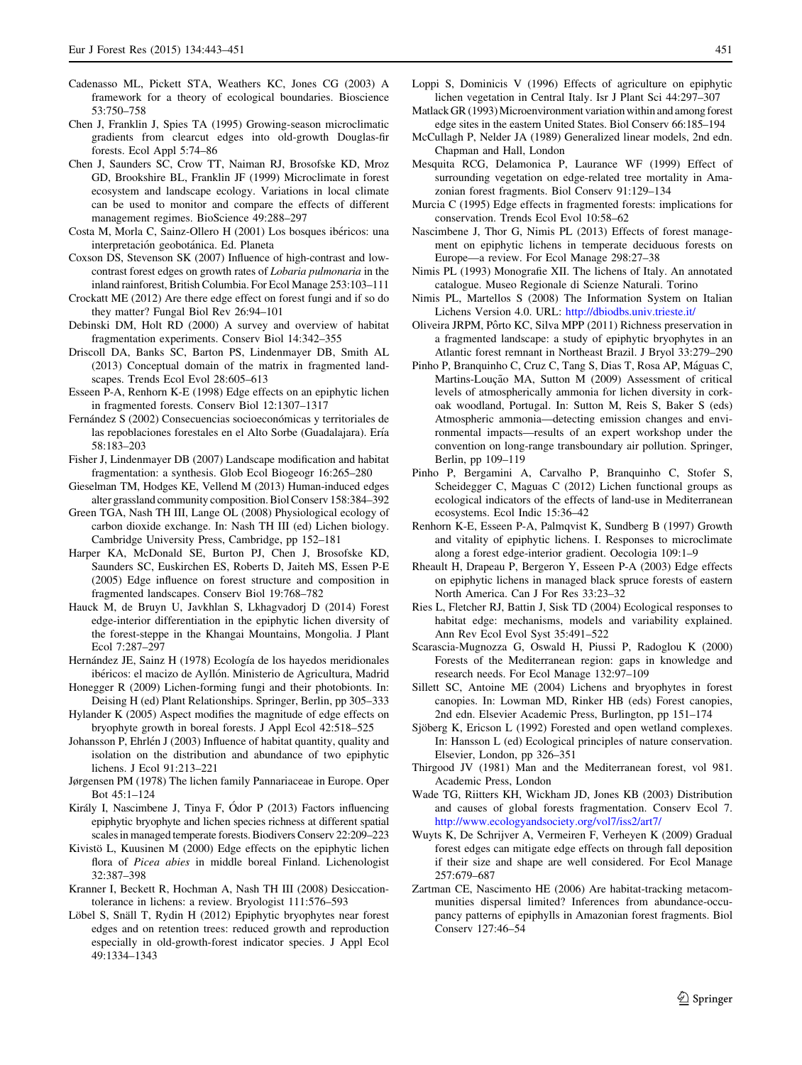Cadenasso ML, Pickett STA, Weathers KC, Jones CG (2003) A framework for a theory of ecological boundaries. Bioscience 53:750–758

Chen J, Franklin J, Spies TA (1995) Growing-season microclimatic gradients from clearcut edges into old-growth Douglas-fir forests. Ecol Appl 5:74–86

Chen J, Saunders SC, Crow TT, Naiman RJ, Brosofske KD, Mroz GD, Brookshire BL, Franklin JF (1999) Microclimate in forest ecosystem and landscape ecology. Variations in local climate can be used to monitor and compare the effects of different management regimes. BioScience 49:288–297

Costa M, Morla C, Sainz-Ollero H (2001) Los bosques ibéricos: una interpretación geobotánica. Ed. Planeta

Coxson DS, Stevenson SK (2007) Influence of high-contrast and low-contrast forest edges on growth rates of *Lobaria pulmonaria* in the inland rainforest, British Columbia. For Ecol Manage 253:103–111

Crockatt ME (2012) Are there edge effect on forest fungi and if so do they matter? Fungal Biol Rev 26:94–101

Debinski DM, Holt RD (2000) A survey and overview of habitat fragmentation experiments. Conserv Biol 14:342–355

Driscoll DA, Banks SC, Barton PS, Lindenmayer DB, Smith AL (2013) Conceptual domain of the matrix in fragmented landscapes. Trends Ecol Evol 28:605–613

Esseen P-A, Renhorn K-E (1998) Edge effects on an epiphytic lichen in fragmented forests. Conserv Biol 12:1307–1317

Fernández S (2002) Consecuencias socioeconómicas y territoriales de las repoblaciones forestales en el Alto Sorbe (Guadalajara). Ería 58:183–203

Fisher J, Lindenmayer DB (2007) Landscape modification and habitat fragmentation: a synthesis. Glob Ecol Biogeogr 16:265–280

Gieselman TM, Hodges KE, Vellend M (2013) Human-induced edges alter grassland community composition. Biol Conserv 158:384–392

Green TGA, Nash TH III, Lange OL (2008) Physiological ecology of carbon dioxide exchange. In: Nash TH III (ed) Lichen biology. Cambridge University Press, Cambridge, pp 152–181

Harper KA, McDonald SE, Burton PJ, Chen J, Brosofske KD, Saunders SC, Euskirchen ES, Roberts D, Jaiteh MS, Essen P-E (2005) Edge influence on forest structure and composition in fragmented landscapes. Conserv Biol 19:768–782

Hauck M, de Bruyn U, Javkhlan S, Lkhagvadorj D (2014) Forest edge-interior differentiation in the epiphytic lichen diversity of the forest-steppe in the Khangai Mountains, Mongolia. J Plant Ecol 7:287–297

Hernández JE, Sainz H (1978) Ecología de los hayedos meridionales ibéricos: el macizo de Ayllón. Ministerio de Agricultura, Madrid

Honegger R (2009) Lichen-forming fungi and their photobionts. In: Deising H (ed) Plant Relationships. Springer, Berlin, pp 305–333

Hylander K (2005) Aspect modifies the magnitude of edge effects on bryophyte growth in boreal forests. J Appl Ecol 42:518–525

Johansson P, Ehrlén J (2003) Influence of habitat quantity, quality and isolation on the distribution and abundance of two epiphytic lichens. J Ecol 91:213–221

Jørgensen PM (1978) The lichen family Pannariaceae in Europe. Oper Bot 45:1–124

Király I, Nascimbene J, Tinya F, Ódor P (2013) Factors influencing epiphytic bryophyte and lichen species richness at different spatial scales in managed temperate forests. Biodivers Conserv 22:209–223

Kivistö L, Kuusinen M (2000) Edge effects on the epiphytic lichen flora of *Picea abies* in middle boreal Finland. Lichenologist 32:387–398

Kranner I, Beckett R, Hochman A, Nash TH III (2008) Desiccation-tolerance in lichens: a review. Bryologist 111:576–593

Löbel S, Snäll T, Rydin H (2012) Epiphytic bryophytes near forest edges and on retention trees: reduced growth and reproduction especially in old-growth-forest indicator species. J Appl Ecol 49:1334–1343

Loppi S, Dominicis V (1996) Effects of agriculture on epiphytic lichen vegetation in Central Italy. Isr J Plant Sci 44:297–307

Matlack GR (1993) Microenvironment variation within and among forest edge sites in the eastern United States. Biol Conserv 66:185–194

McCullagh P, Nelder JA (1989) Generalized linear models, 2nd edn. Chapman and Hall, London

Mesquita RCG, Delamonica P, Laurance WF (1999) Effect of surrounding vegetation on edge-related tree mortality in Amazonian forest fragments. Biol Conserv 91:129–134

Murcia C (1995) Edge effects in fragmented forests: implications for conservation. Trends Ecol Evol 10:58–62

Nascimbene J, Thor G, Nimis PL (2013) Effects of forest management on epiphytic lichens in temperate deciduous forests on Europe—a review. For Ecol Manage 298:27–38

Nimis PL (1993) Monografie XII. The lichens of Italy. An annotated catalogue. Museo Regionale di Scienze Naturali. Torino

Nimis PL, Martellos S (2008) The Information System on Italian Lichens Version 4.0. URL: http://dbiodbs.univ.trieste.it/

Oliveira JRPM, Pôrto KC, Silva MPP (2011) Richness preservation in a fragmented landscape: a study of epiphytic bryophytes in an Atlantic forest remnant in Northeast Brazil. J Bryol 33:279–290

Pinho P, Branquinho C, Cruz C, Tang S, Dias T, Rosa AP, Máguas C, Martins-Loução MA, Sutton M (2009) Assessment of critical levels of atmospherically ammonia for lichen diversity in cork-oak woodland, Portugal. In: Sutton M, Reis S, Baker S (eds) Atmospheric ammonia—detecting emission changes and environmental impacts—results of an expert workshop under the convention on long-range transboundary air pollution. Springer, Berlin, pp 109–119

Pinho P, Bergamini A, Carvalho P, Branquinho C, Stofer S, Scheidegger C, Maguas C (2012) Lichen functional groups as ecological indicators of the effects of land-use in Mediterranean ecosystems. Ecol Indic 15:36–42

Renhorn K-E, Esseen P-A, Palmqvist K, Sundberg B (1997) Growth and vitality of epiphytic lichens. I. Responses to microclimate along a forest edge-interior gradient. Oecologia 109:1–9

Rheault H, Drapeau P, Bergeron Y, Esseen P-A (2003) Edge effects on epiphytic lichens in managed black spruce forests of eastern North America. Can J For Res 33:23–32

Ries L, Fletcher RJ, Battin J, Sisk TD (2004) Ecological responses to habitat edge: mechanisms, models and variability explained. Ann Rev Ecol Evol Syst 35:491–522

Scarascia-Mugnozza G, Oswald H, Piussi P, Radoglou K (2000) Forests of the Mediterranean region: gaps in knowledge and research needs. For Ecol Manage 132:97–109

Sillett SC, Antoine ME (2004) Lichens and bryophytes in forest canopies. In: Lowman MD, Rinker HB (eds) Forest canopies, 2nd edn. Elsevier Academic Press, Burlington, pp 151–174

Sjöberg K, Ericson L (1992) Forested and open wetland complexes. In: Hansson L (ed) Ecological principles of nature conservation. Elsevier, London, pp 326–351

Thirgood JV (1981) Man and the Mediterranean forest, vol 981. Academic Press, London

Wade TG, Riitters KH, Wickham JD, Jones KB (2003) Distribution and causes of global forests fragmentation. Conserv Ecol 7. http://www.ecologyandsociety.org/vol7/iss2/art7/

Wuyts K, De Schrijver A, Vermeiren F, Verheyen K (2009) Gradual forest edges can mitigate edge effects on through fall deposition if their size and shape are well considered. For Ecol Manage 257:679–687

Zartman CE, Nascimento HE (2006) Are habitat-tracking metacommunities dispersal limited? Inferences from abundance-occupancy patterns of epiphylls in Amazonian forest fragments. Biol Conserv 127:46–54